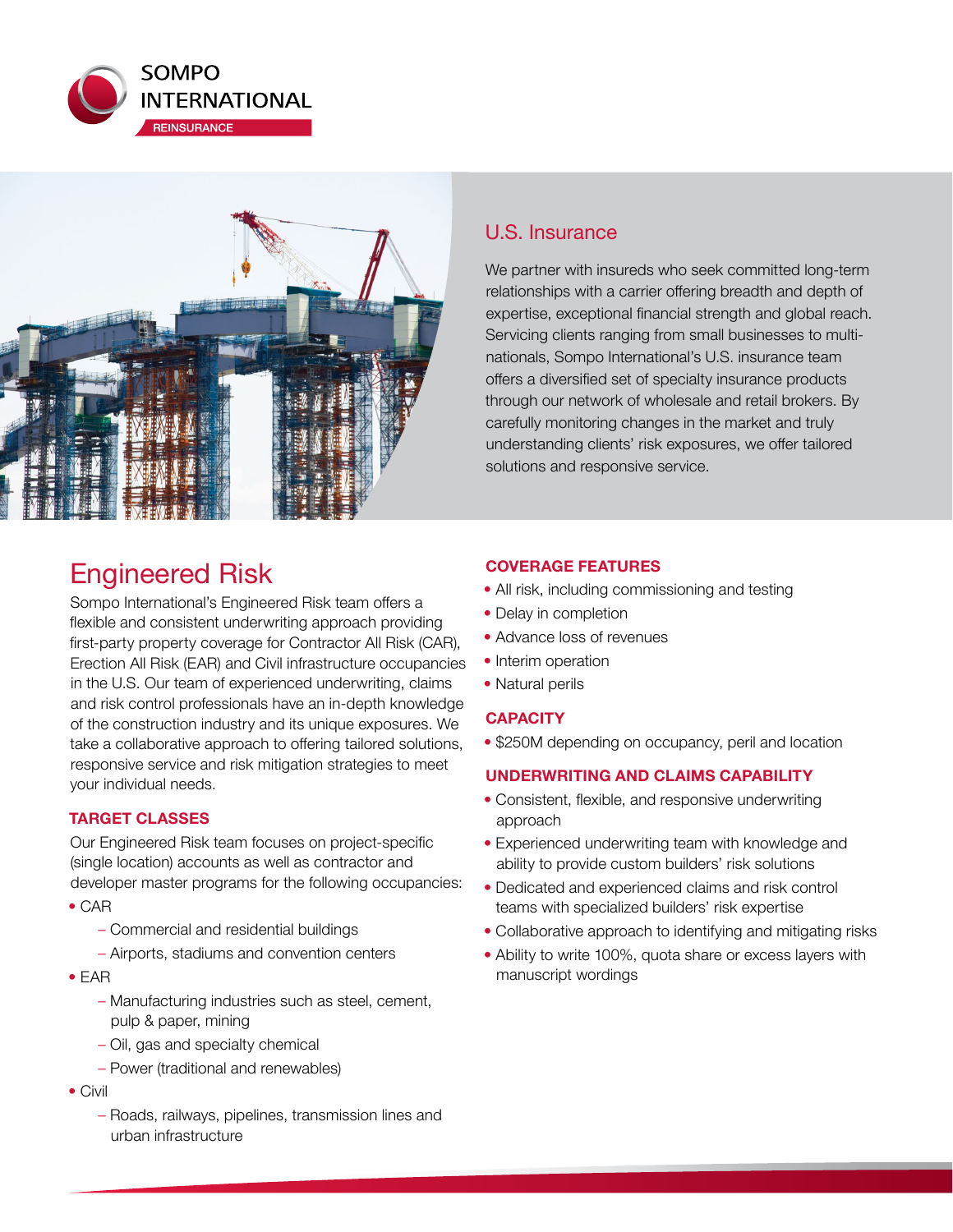SOMPO INTERNATIONAL

REINSURANCE

## U.S. Insurance

We partner with insureds who seek committed long-term relationships with a carrier offering breadth and depth of expertise, exceptional financial strength and global reach. Servicing clients ranging from small businesses to multi-nationals, Sompo International's U.S. insurance team offers a diversified set of specialty insurance products through our network of wholesale and retail brokers. By carefully monitoring changes in the market and truly understanding clients' risk exposures, we offer tailored solutions and responsive service.

# Engineered Risk

Sompo International's Engineered Risk team offers a flexible and consistent underwriting approach providing first-party property coverage for Contractor All Risk (CAR), Erection All Risk (EAR) and Civil infrastructure occupancies in the U.S. Our team of experienced underwriting, claims and risk control professionals have an in-depth knowledge of the construction industry and its unique exposures. We take a collaborative approach to offering tailored solutions, responsive service and risk mitigation strategies to meet your individual needs.

### TARGET CLASSES

Our Engineered Risk team focuses on project-specific (single location) accounts as well as contractor and developer master programs for the following occupancies:

- CAR
  - Commercial and residential buildings
  - Airports, stadiums and convention centers
- EAR
  - Manufacturing industries such as steel, cement, pulp & paper, mining
  - Oil, gas and specialty chemical
  - Power (traditional and renewables)
- Civil
  - Roads, railways, pipelines, transmission lines and urban infrastructure

### COVERAGE FEATURES

- All risk, including commissioning and testing
- Delay in completion
- Advance loss of revenues
- Interim operation
- Natural perils

### CAPACITY

- $250M depending on occupancy, peril and location

### UNDERWRITING AND CLAIMS CAPABILITY

- Consistent, flexible, and responsive underwriting approach
- Experienced underwriting team with knowledge and ability to provide custom builders' risk solutions
- Dedicated and experienced claims and risk control teams with specialized builders' risk expertise
- Collaborative approach to identifying and mitigating risks
- Ability to write 100%, quota share or excess layers with manuscript wordings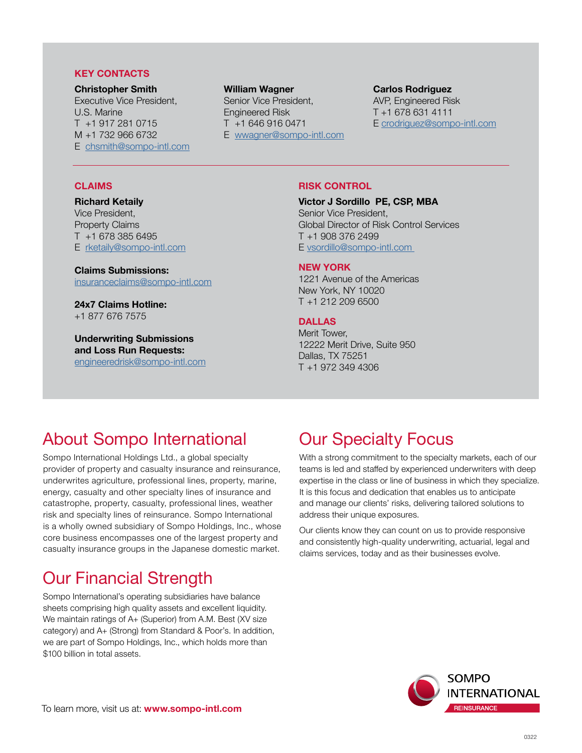## KEY CONTACTS

**Christopher Smith**
Executive Vice President,
U.S. Marine
T +1 917 281 0715
M +1 732 966 6732
E chsmith@sompo-intl.com

**William Wagner**
Senior Vice President,
Engineered Risk
T +1 646 916 0471
E wwagner@sompo-intl.com

**Carlos Rodriguez**
AVP, Engineered Risk
T +1 678 631 4111
E crodriguez@sompo-intl.com

## CLAIMS

**Richard Ketaily**
Vice President,
Property Claims
T +1 678 385 6495
E rketaily@sompo-intl.com

**Claims Submissions:**
insuranceclaims@sompo-intl.com

**24x7 Claims Hotline:**
+1 877 676 7575

**Underwriting Submissions and Loss Run Requests:**
engineeredrisk@sompo-intl.com

## RISK CONTROL

**Victor J Sordillo PE, CSP, MBA**
Senior Vice President,
Global Director of Risk Control Services
T +1 908 376 2499
E vsordillo@sompo-intl.com

## NEW YORK

1221 Avenue of the Americas
New York, NY 10020
T +1 212 209 6500

## DALLAS

Merit Tower,
12222 Merit Drive, Suite 950
Dallas, TX 75251
T +1 972 349 4306

# About Sompo International

Sompo International Holdings Ltd., a global specialty provider of property and casualty insurance and reinsurance, underwrites agriculture, professional lines, property, marine, energy, casualty and other specialty lines of insurance and catastrophe, property, casualty, professional lines, weather risk and specialty lines of reinsurance. Sompo International is a wholly owned subsidiary of Sompo Holdings, Inc., whose core business encompasses one of the largest property and casualty insurance groups in the Japanese domestic market.

# Our Financial Strength

Sompo International's operating subsidiaries have balance sheets comprising high quality assets and excellent liquidity. We maintain ratings of A+ (Superior) from A.M. Best (XV size category) and A+ (Strong) from Standard & Poor's. In addition, we are part of Sompo Holdings, Inc., which holds more than $100 billion in total assets.

# Our Specialty Focus

With a strong commitment to the specialty markets, each of our teams is led and staffed by experienced underwriters with deep expertise in the class or line of business in which they specialize. It is this focus and dedication that enables us to anticipate and manage our clients' risks, delivering tailored solutions to address their unique exposures.

Our clients know they can count on us to provide responsive and consistently high-quality underwriting, actuarial, legal and claims services, today and as their businesses evolve.

To learn more, visit us at: **www.sompo-intl.com**

SOMPO INTERNATIONAL
REINSURANCE

0322